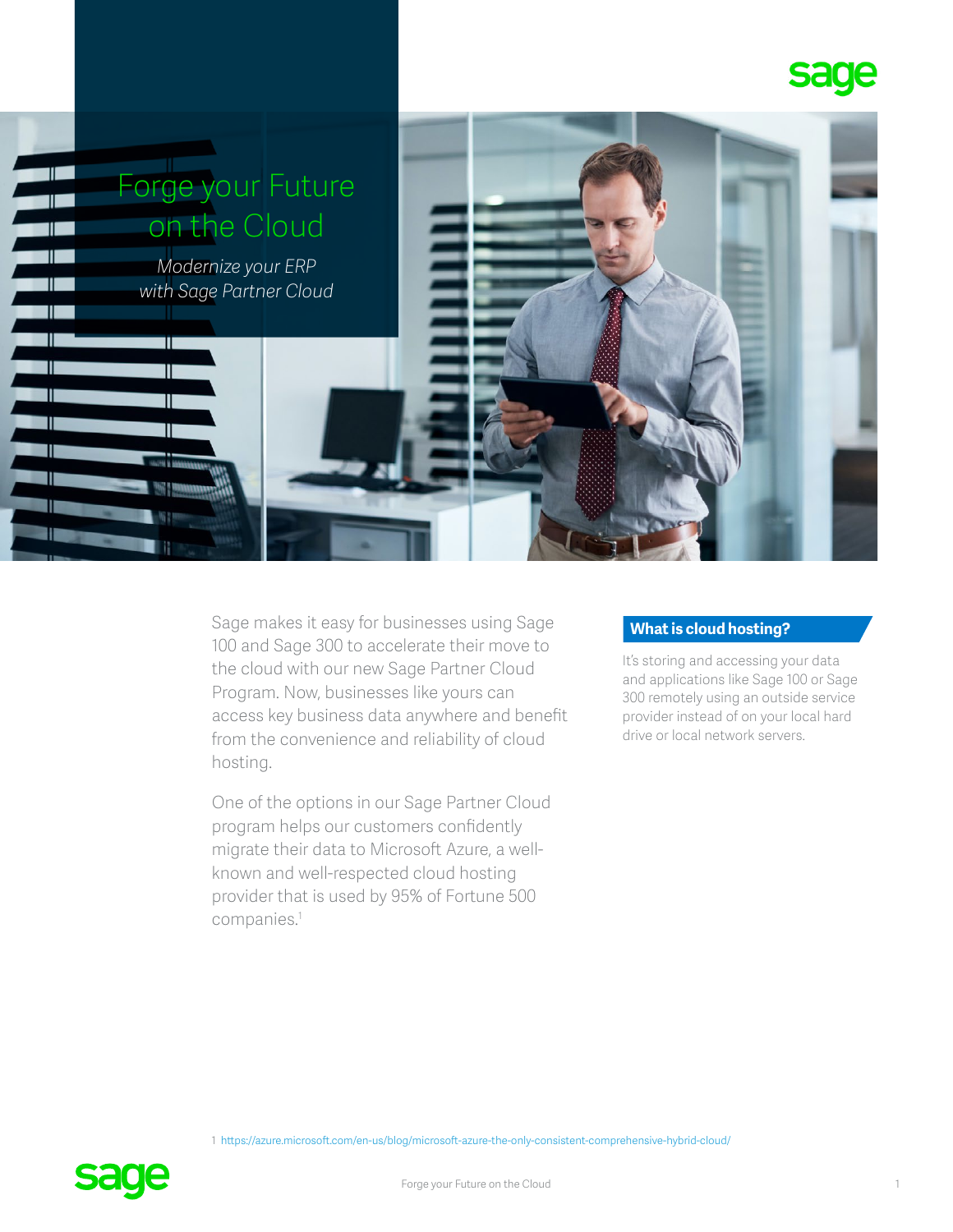# Forge your Future on the Cloud

*Modernize your ERP with Sage Partner Cloud*

Sage makes it easy for businesses using Sage 100 and Sage 300 to accelerate their move to the cloud with our new Sage Partner Cloud Program. Now, businesses like yours can access key business data anywhere and benefit from the convenience and reliability of cloud hosting.

One of the options in our Sage Partner Cloud program helps our customers confidently migrate their data to Microsoft Azure, a well-known and well-respected cloud hosting provider that is used by 95% of Fortune 500 companies.[1]

## What is cloud hosting?

It's storing and accessing your data and applications like Sage 100 or Sage 300 remotely using an outside service provider instead of on your local hard drive or local network servers.

1 https://azure.microsoft.com/en-us/blog/microsoft-azure-the-only-consistent-comprehensive-hybrid-cloud/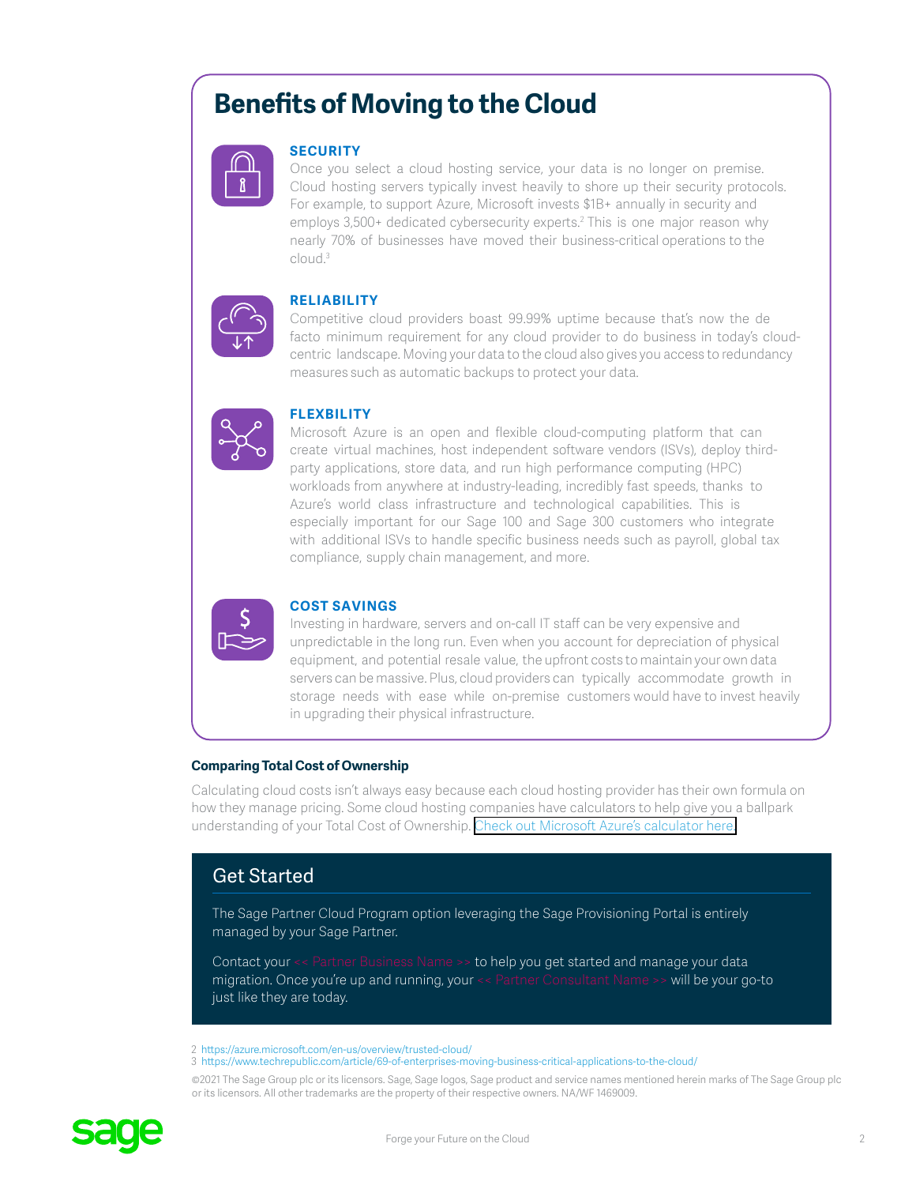# Benefits of Moving to the Cloud

### SECURITY

Once you select a cloud hosting service, your data is no longer on premise. Cloud hosting servers typically invest heavily to shore up their security protocols. For example, to support Azure, Microsoft invests $1B+ annually in security and employs 3,500+ dedicated cybersecurity experts.[2] This is one major reason why nearly 70% of businesses have moved their business-critical operations to the cloud.[3]

### RELIABILITY

Competitive cloud providers boast 99.99% uptime because that's now the de facto minimum requirement for any cloud provider to do business in today's cloud-centric landscape. Moving your data to the cloud also gives you access to redundancy measures such as automatic backups to protect your data.

### FLEXBILITY

Microsoft Azure is an open and flexible cloud-computing platform that can create virtual machines, host independent software vendors (ISVs), deploy third-party applications, store data, and run high performance computing (HPC) workloads from anywhere at industry-leading, incredibly fast speeds, thanks to Azure's world class infrastructure and technological capabilities. This is especially important for our Sage 100 and Sage 300 customers who integrate with additional ISVs to handle specific business needs such as payroll, global tax compliance, supply chain management, and more.

### COST SAVINGS

Investing in hardware, servers and on-call IT staff can be very expensive and unpredictable in the long run. Even when you account for depreciation of physical equipment, and potential resale value, the upfront costs to maintain your own data servers can be massive. Plus, cloud providers can typically accommodate growth in storage needs with ease while on-premise customers would have to invest heavily in upgrading their physical infrastructure.

**Comparing Total Cost of Ownership**

Calculating cloud costs isn't always easy because each cloud hosting provider has their own formula on how they manage pricing. Some cloud hosting companies have calculators to help give you a ballpark understanding of your Total Cost of Ownership. Check out Microsoft Azure's calculator here.

## Get Started

The Sage Partner Cloud Program option leveraging the Sage Provisioning Portal is entirely managed by your Sage Partner.

Contact your << Partner Business Name >> to help you get started and manage your data migration. Once you're up and running, your << Partner Consultant Name >> will be your go-to just like they are today.

2 https://azure.microsoft.com/en-us/overview/trusted-cloud/
3 https://www.techrepublic.com/article/69-of-enterprises-moving-business-critical-applications-to-the-cloud/

©2021 The Sage Group plc or its licensors. Sage, Sage logos, Sage product and service names mentioned herein marks of The Sage Group plc or its licensors. All other trademarks are the property of their respective owners. NA/WF 1469009.